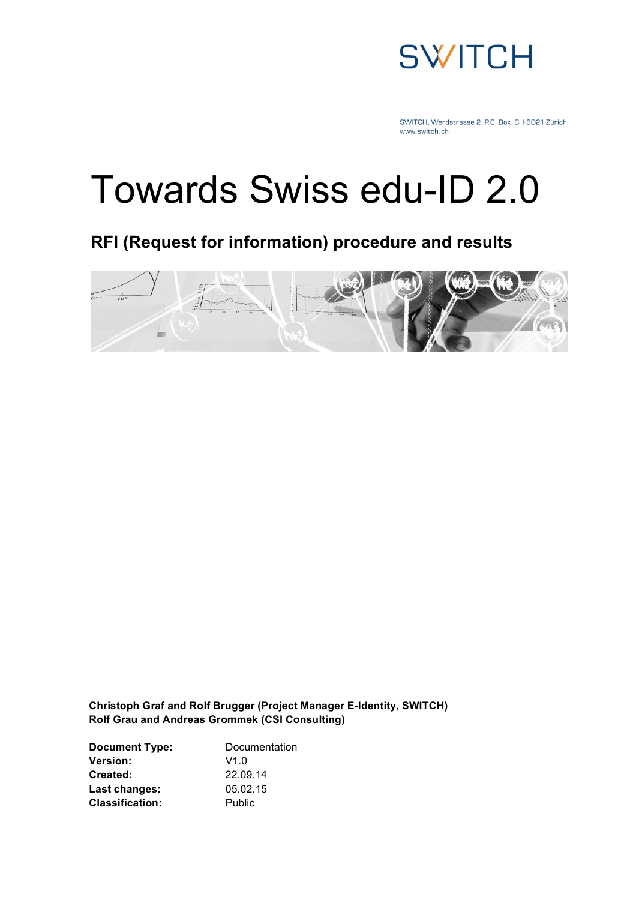SWITCH

SWITCH, Werdstrasse 2, P.O. Box, CH-8021 Zürich
www.switch.ch

# Towards Swiss edu-ID 2.0

## RFI (Request for information) procedure and results

**Christoph Graf and Rolf Brugger (Project Manager E-Identity, SWITCH)**
**Rolf Grau and Andreas Grommek (CSI Consulting)**

| | |
|---|---|
| **Document Type:** | Documentation |
| **Version:** | V1.0 |
| **Created:** | 22.09.14 |
| **Last changes:** | 05.02.15 |
| **Classification:** | Public |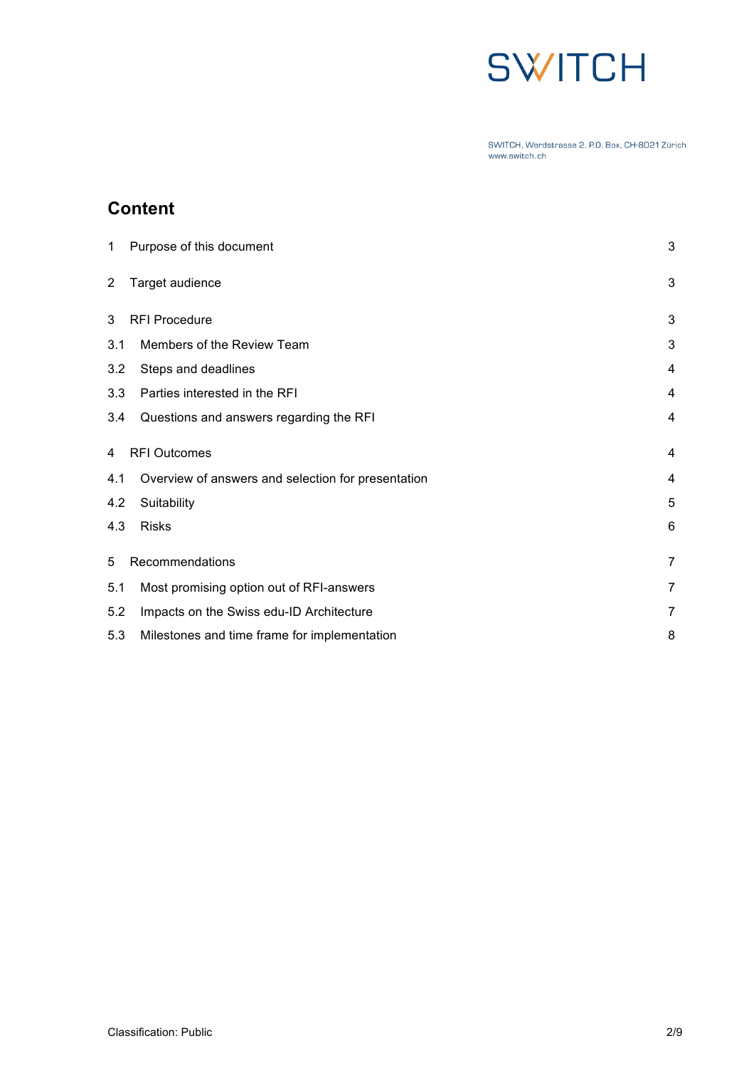SWITCH, Werdstrasse 2, P.O. Box, CH-8021 Zürich
www.switch.ch

## Content

| | | |
|---|---|---|
| 1 | Purpose of this document | 3 |
| 2 | Target audience | 3 |
| 3 | RFI Procedure | 3 |
| 3.1 | Members of the Review Team | 3 |
| 3.2 | Steps and deadlines | 4 |
| 3.3 | Parties interested in the RFI | 4 |
| 3.4 | Questions and answers regarding the RFI | 4 |
| 4 | RFI Outcomes | 4 |
| 4.1 | Overview of answers and selection for presentation | 4 |
| 4.2 | Suitability | 5 |
| 4.3 | Risks | 6 |
| 5 | Recommendations | 7 |
| 5.1 | Most promising option out of RFI-answers | 7 |
| 5.2 | Impacts on the Swiss edu-ID Architecture | 7 |
| 5.3 | Milestones and time frame for implementation | 8 |

Classification: Public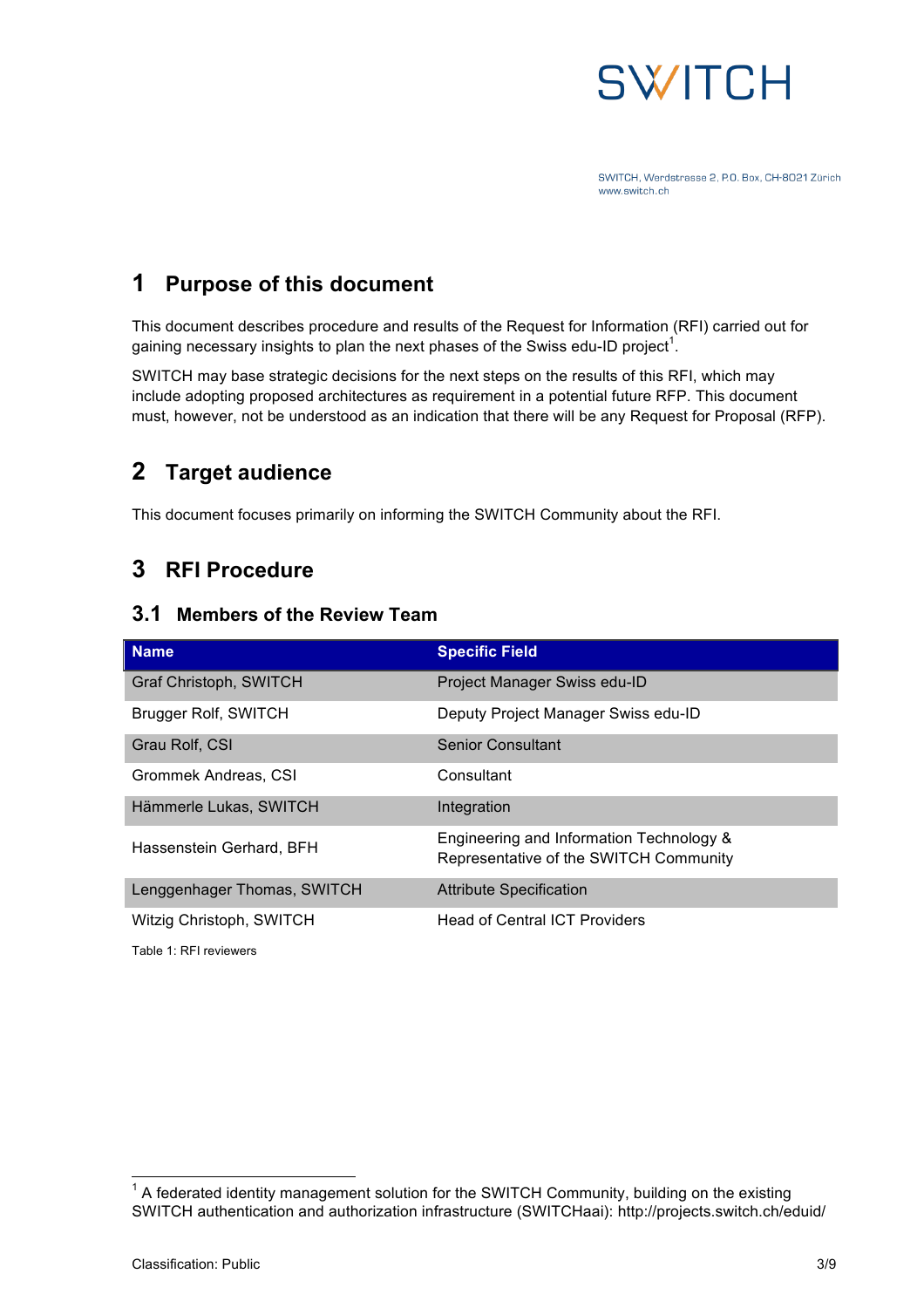SWITCH, Werdstrasse 2, P.O. Box, CH-8021 Zürich
www.switch.ch

# 1 Purpose of this document

This document describes procedure and results of the Request for Information (RFI) carried out for gaining necessary insights to plan the next phases of the Swiss edu-ID project[1].

SWITCH may base strategic decisions for the next steps on the results of this RFI, which may include adopting proposed architectures as requirement in a potential future RFP. This document must, however, not be understood as an indication that there will be any Request for Proposal (RFP).

# 2 Target audience

This document focuses primarily on informing the SWITCH Community about the RFI.

# 3 RFI Procedure

## 3.1 Members of the Review Team

| Name | Specific Field |
|---|---|
| Graf Christoph, SWITCH | Project Manager Swiss edu-ID |
| Brugger Rolf, SWITCH | Deputy Project Manager Swiss edu-ID |
| Grau Rolf, CSI | Senior Consultant |
| Grommek Andreas, CSI | Consultant |
| Hämmerle Lukas, SWITCH | Integration |
| Hassenstein Gerhard, BFH | Engineering and Information Technology & Representative of the SWITCH Community |
| Lenggenhager Thomas, SWITCH | Attribute Specification |
| Witzig Christoph, SWITCH | Head of Central ICT Providers |

Table 1: RFI reviewers

[1] A federated identity management solution for the SWITCH Community, building on the existing SWITCH authentication and authorization infrastructure (SWITCHaai): http://projects.switch.ch/eduid/

Classification: Public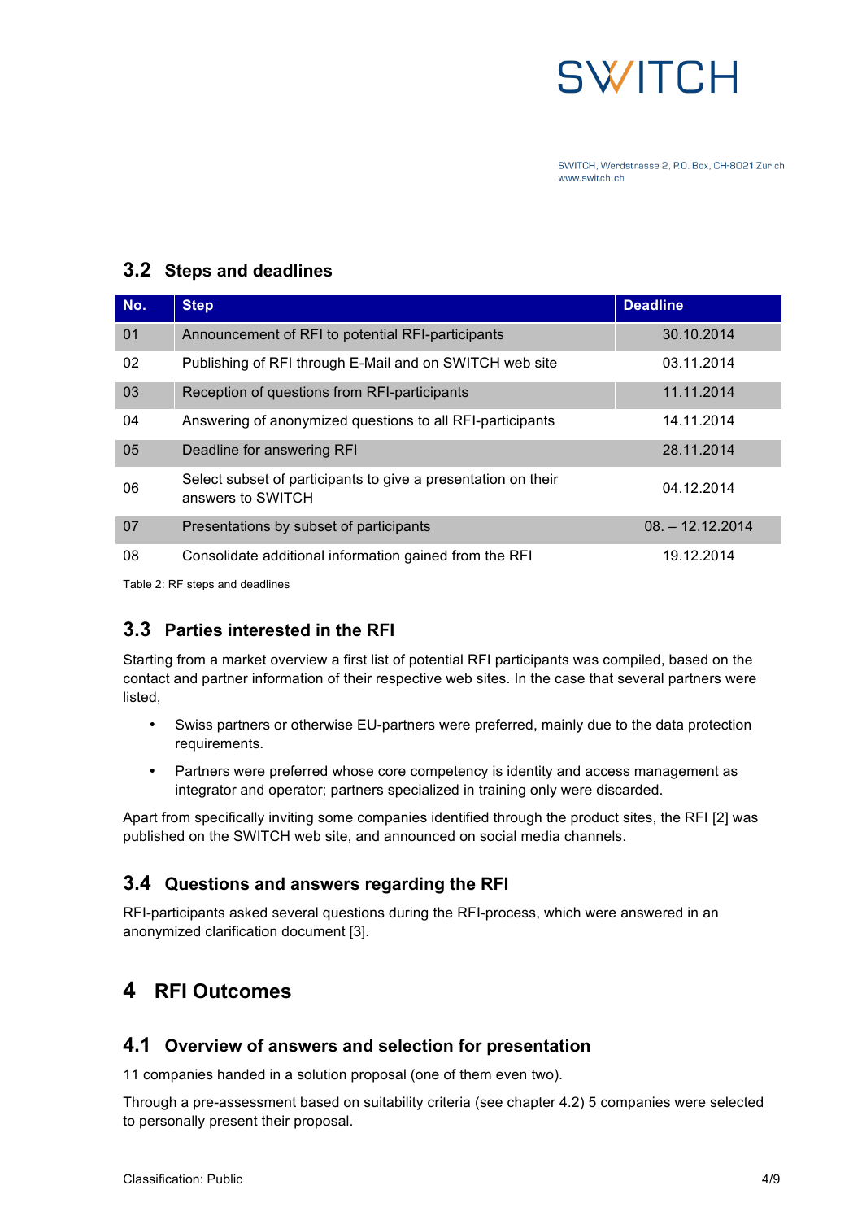## 3.2 Steps and deadlines

| No. | Step | Deadline |
|---|---|---|
| 01 | Announcement of RFI to potential RFI-participants | 30.10.2014 |
| 02 | Publishing of RFI through E-Mail and on SWITCH web site | 03.11.2014 |
| 03 | Reception of questions from RFI-participants | 11.11.2014 |
| 04 | Answering of anonymized questions to all RFI-participants | 14.11.2014 |
| 05 | Deadline for answering RFI | 28.11.2014 |
| 06 | Select subset of participants to give a presentation on their answers to SWITCH | 04.12.2014 |
| 07 | Presentations by subset of participants | 08. – 12.12.2014 |
| 08 | Consolidate additional information gained from the RFI | 19.12.2014 |

Table 2: RF steps and deadlines

## 3.3 Parties interested in the RFI

Starting from a market overview a first list of potential RFI participants was compiled, based on the contact and partner information of their respective web sites. In the case that several partners were listed,

- Swiss partners or otherwise EU-partners were preferred, mainly due to the data protection requirements.
- Partners were preferred whose core competency is identity and access management as integrator and operator; partners specialized in training only were discarded.

Apart from specifically inviting some companies identified through the product sites, the RFI [2] was published on the SWITCH web site, and announced on social media channels.

## 3.4 Questions and answers regarding the RFI

RFI-participants asked several questions during the RFI-process, which were answered in an anonymized clarification document [3].

# 4 RFI Outcomes

## 4.1 Overview of answers and selection for presentation

11 companies handed in a solution proposal (one of them even two).

Through a pre-assessment based on suitability criteria (see chapter 4.2) 5 companies were selected to personally present their proposal.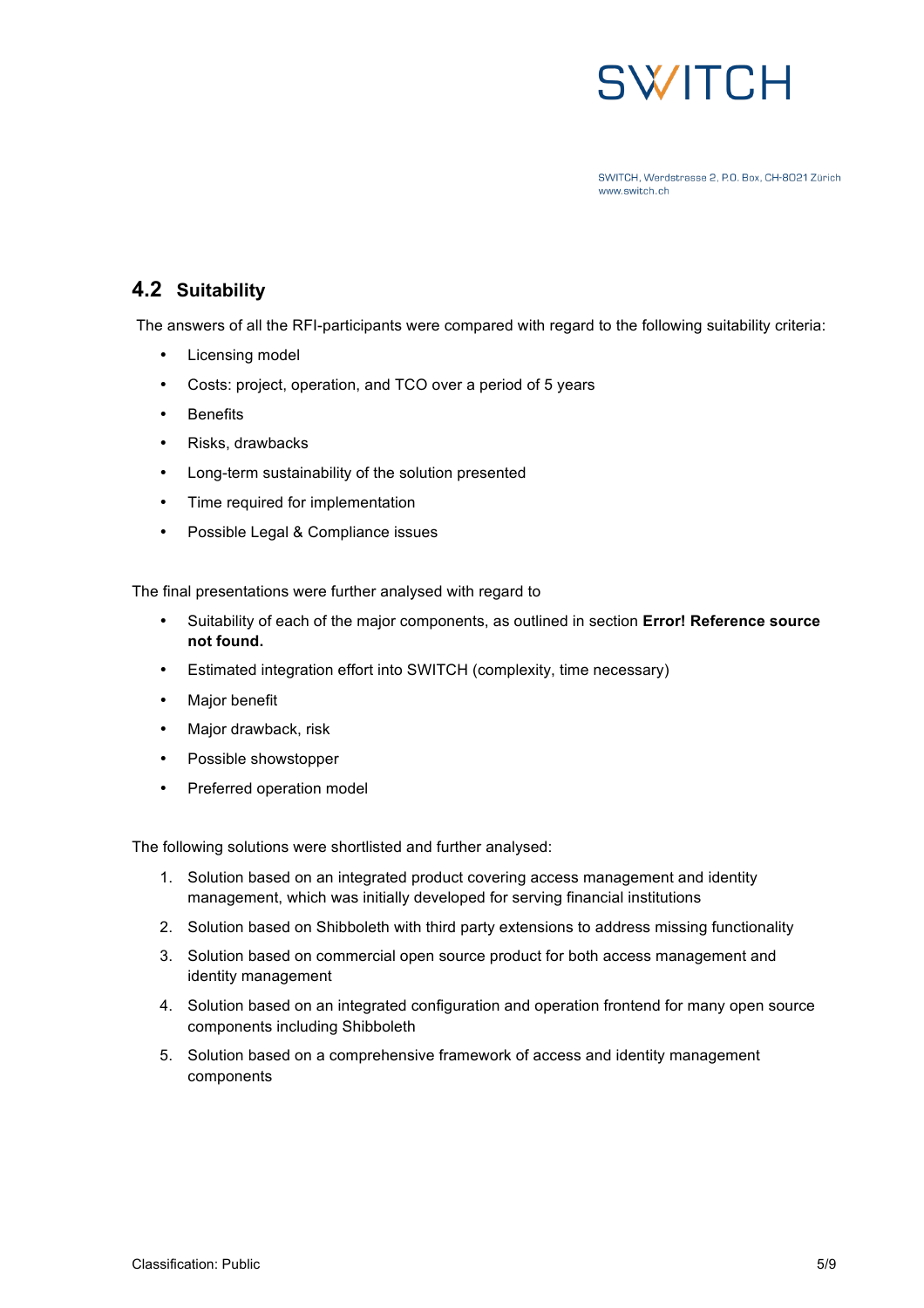## 4.2 Suitability

The answers of all the RFI-participants were compared with regard to the following suitability criteria:

- Licensing model
- Costs: project, operation, and TCO over a period of 5 years
- Benefits
- Risks, drawbacks
- Long-term sustainability of the solution presented
- Time required for implementation
- Possible Legal & Compliance issues

The final presentations were further analysed with regard to

- Suitability of each of the major components, as outlined in section **Error! Reference source not found.**
- Estimated integration effort into SWITCH (complexity, time necessary)
- Major benefit
- Major drawback, risk
- Possible showstopper
- Preferred operation model

The following solutions were shortlisted and further analysed:

1. Solution based on an integrated product covering access management and identity management, which was initially developed for serving financial institutions
2. Solution based on Shibboleth with third party extensions to address missing functionality
3. Solution based on commercial open source product for both access management and identity management
4. Solution based on an integrated configuration and operation frontend for many open source components including Shibboleth
5. Solution based on a comprehensive framework of access and identity management components

Classification: Public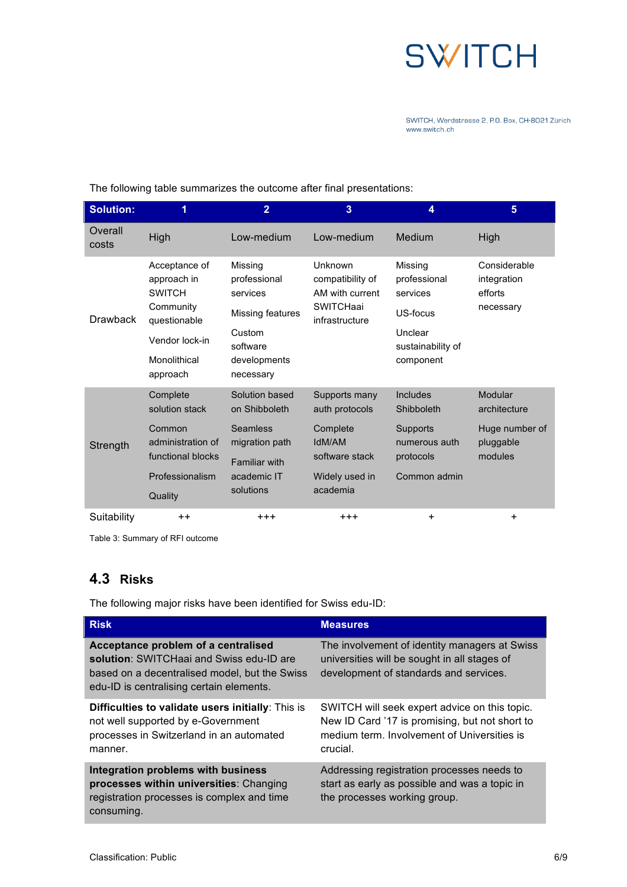The following table summarizes the outcome after final presentations:

| Solution: | 1 | 2 | 3 | 4 | 5 |
|---|---|---|---|---|---|
| Overall costs | High | Low-medium | Low-medium | Medium | High |
| Drawback | Acceptance of approach in SWITCH Community questionable<br>Vendor lock-in<br>Monolithical approach | Missing professional services<br>Missing features<br>Custom software developments necessary | Unknown compatibility of AM with current SWITCHaai infrastructure | Missing professional services<br>US-focus<br>Unclear sustainability of component | Considerable integration efforts necessary |
| Strength | Complete solution stack<br>Common administration of functional blocks<br>Professionalism<br>Quality | Solution based on Shibboleth<br>Seamless migration path<br>Familiar with academic IT solutions | Supports many auth protocols<br>Complete IdM/AM software stack<br>Widely used in academia | Includes Shibboleth<br>Supports numerous auth protocols<br>Common admin | Modular architecture<br>Huge number of pluggable modules |
| Suitability | ++ | +++ | +++ | + | + |

Table 3: Summary of RFI outcome

## 4.3 Risks

The following major risks have been identified for Swiss edu-ID:

| Risk | Measures |
|---|---|
| **Acceptance problem of a centralised solution**: SWITCHaai and Swiss edu-ID are based on a decentralised model, but the Swiss edu-ID is centralising certain elements. | The involvement of identity managers at Swiss universities will be sought in all stages of development of standards and services. |
| **Difficulties to validate users initially**: This is not well supported by e-Government processes in Switzerland in an automated manner. | SWITCH will seek expert advice on this topic. New ID Card '17 is promising, but not short to medium term. Involvement of Universities is crucial. |
| **Integration problems with business processes within universities**: Changing registration processes is complex and time consuming. | Addressing registration processes needs to start as early as possible and was a topic in the processes working group. |

Classification: Public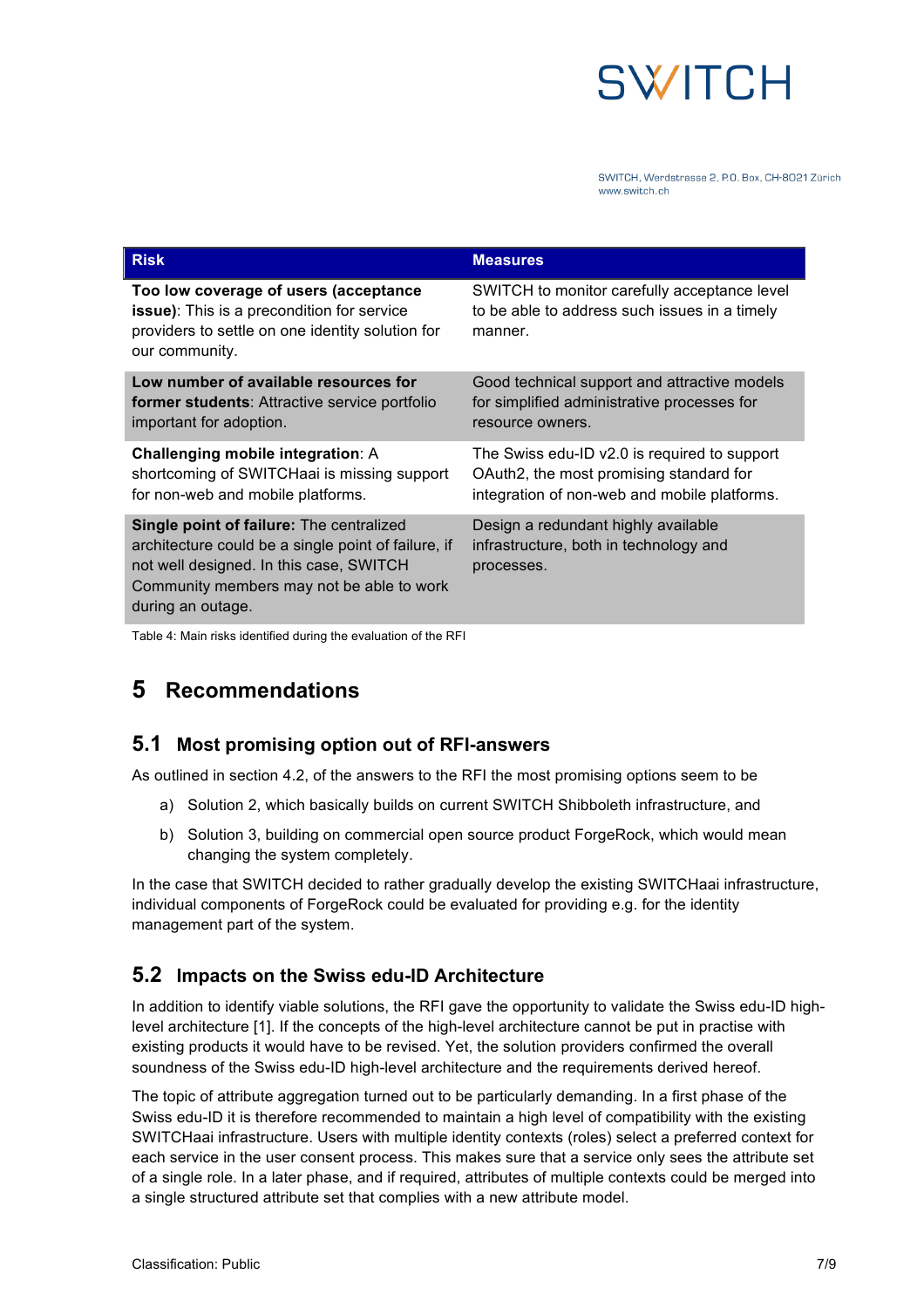| Risk | Measures |
|---|---|
| **Too low coverage of users (acceptance issue)**: This is a precondition for service providers to settle on one identity solution for our community. | SWITCH to monitor carefully acceptance level to be able to address such issues in a timely manner. |
| **Low number of available resources for former students**: Attractive service portfolio important for adoption. | Good technical support and attractive models for simplified administrative processes for resource owners. |
| **Challenging mobile integration**: A shortcoming of SWITCHaai is missing support for non-web and mobile platforms. | The Swiss edu-ID v2.0 is required to support OAuth2, the most promising standard for integration of non-web and mobile platforms. |
| **Single point of failure:** The centralized architecture could be a single point of failure, if not well designed. In this case, SWITCH Community members may not be able to work during an outage. | Design a redundant highly available infrastructure, both in technology and processes. |

Table 4: Main risks identified during the evaluation of the RFI

# 5 Recommendations

## 5.1 Most promising option out of RFI-answers

As outlined in section 4.2, of the answers to the RFI the most promising options seem to be

a) Solution 2, which basically builds on current SWITCH Shibboleth infrastructure, and

b) Solution 3, building on commercial open source product ForgeRock, which would mean changing the system completely.

In the case that SWITCH decided to rather gradually develop the existing SWITCHaai infrastructure, individual components of ForgeRock could be evaluated for providing e.g. for the identity management part of the system.

## 5.2 Impacts on the Swiss edu-ID Architecture

In addition to identify viable solutions, the RFI gave the opportunity to validate the Swiss edu-ID high-level architecture [1]. If the concepts of the high-level architecture cannot be put in practise with existing products it would have to be revised. Yet, the solution providers confirmed the overall soundness of the Swiss edu-ID high-level architecture and the requirements derived hereof.

The topic of attribute aggregation turned out to be particularly demanding. In a first phase of the Swiss edu-ID it is therefore recommended to maintain a high level of compatibility with the existing SWITCHaai infrastructure. Users with multiple identity contexts (roles) select a preferred context for each service in the user consent process. This makes sure that a service only sees the attribute set of a single role. In a later phase, and if required, attributes of multiple contexts could be merged into a single structured attribute set that complies with a new attribute model.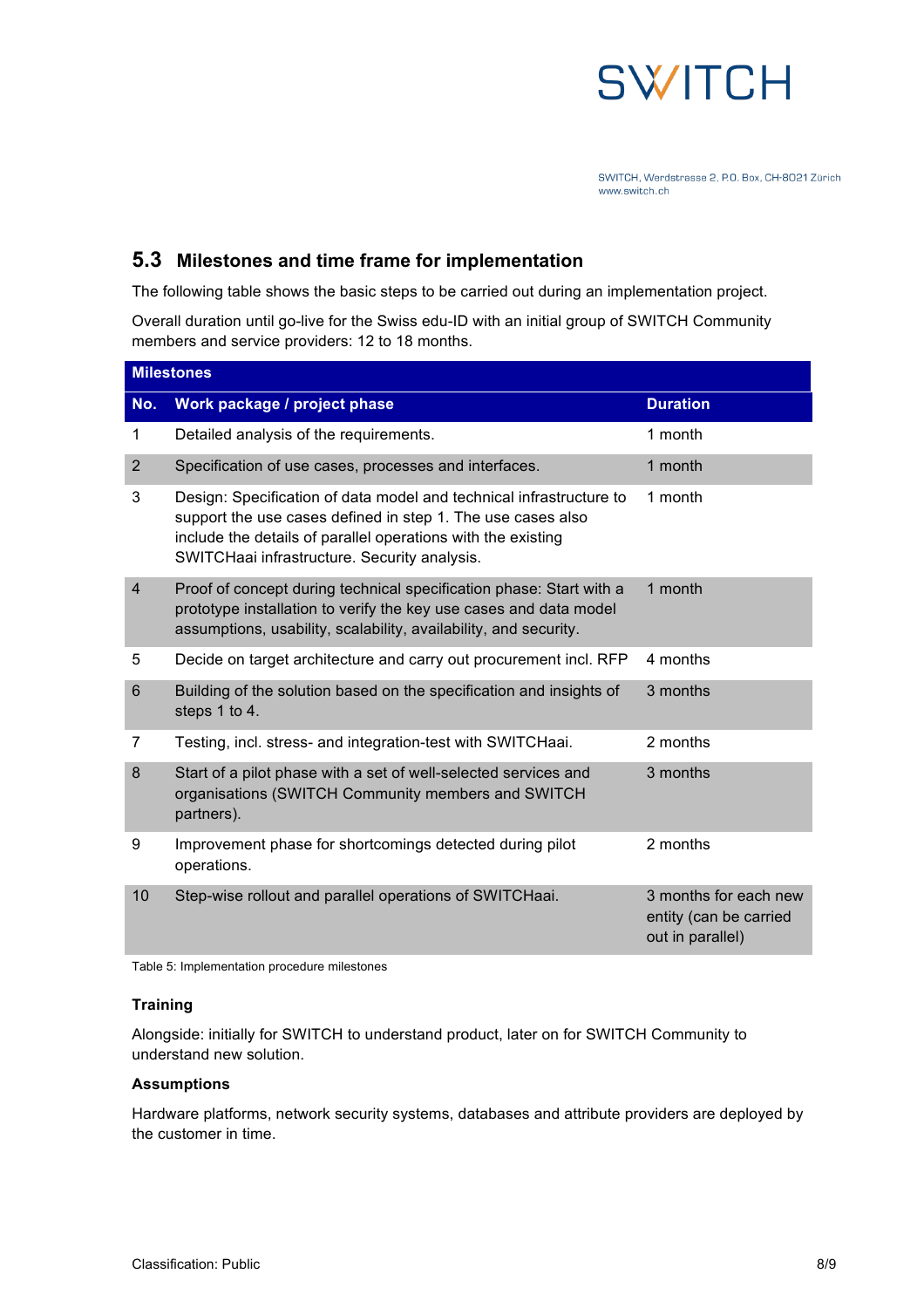## 5.3 Milestones and time frame for implementation

The following table shows the basic steps to be carried out during an implementation project.

Overall duration until go-live for the Swiss edu-ID with an initial group of SWITCH Community members and service providers: 12 to 18 months.

| Milestones | | |
|---|---|---|
| **No.** | **Work package / project phase** | **Duration** |
| 1 | Detailed analysis of the requirements. | 1 month |
| 2 | Specification of use cases, processes and interfaces. | 1 month |
| 3 | Design: Specification of data model and technical infrastructure to support the use cases defined in step 1. The use cases also include the details of parallel operations with the existing SWITCHaai infrastructure. Security analysis. | 1 month |
| 4 | Proof of concept during technical specification phase: Start with a prototype installation to verify the key use cases and data model assumptions, usability, scalability, availability, and security. | 1 month |
| 5 | Decide on target architecture and carry out procurement incl. RFP | 4 months |
| 6 | Building of the solution based on the specification and insights of steps 1 to 4. | 3 months |
| 7 | Testing, incl. stress- and integration-test with SWITCHaai. | 2 months |
| 8 | Start of a pilot phase with a set of well-selected services and organisations (SWITCH Community members and SWITCH partners). | 3 months |
| 9 | Improvement phase for shortcomings detected during pilot operations. | 2 months |
| 10 | Step-wise rollout and parallel operations of SWITCHaai. | 3 months for each new entity (can be carried out in parallel) |

Table 5: Implementation procedure milestones

### Training

Alongside: initially for SWITCH to understand product, later on for SWITCH Community to understand new solution.

### Assumptions

Hardware platforms, network security systems, databases and attribute providers are deployed by the customer in time.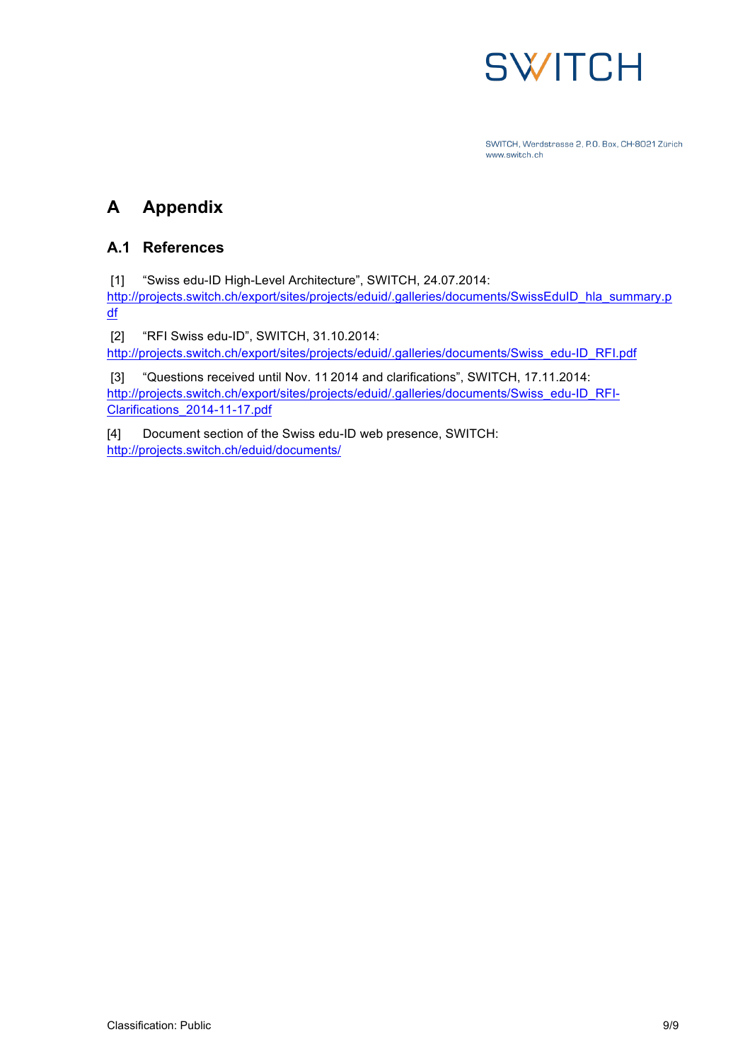# A Appendix

## A.1 References

[1] “Swiss edu-ID High-Level Architecture”, SWITCH, 24.07.2014: http://projects.switch.ch/export/sites/projects/eduid/.galleries/documents/SwissEduID_hla_summary.pdf

[2] “RFI Swiss edu-ID”, SWITCH, 31.10.2014: http://projects.switch.ch/export/sites/projects/eduid/.galleries/documents/Swiss_edu-ID_RFI.pdf

[3] “Questions received until Nov. 11 2014 and clarifications”, SWITCH, 17.11.2014: http://projects.switch.ch/export/sites/projects/eduid/.galleries/documents/Swiss_edu-ID_RFI-Clarifications_2014-11-17.pdf

[4] Document section of the Swiss edu-ID web presence, SWITCH: http://projects.switch.ch/eduid/documents/

Classification: Public